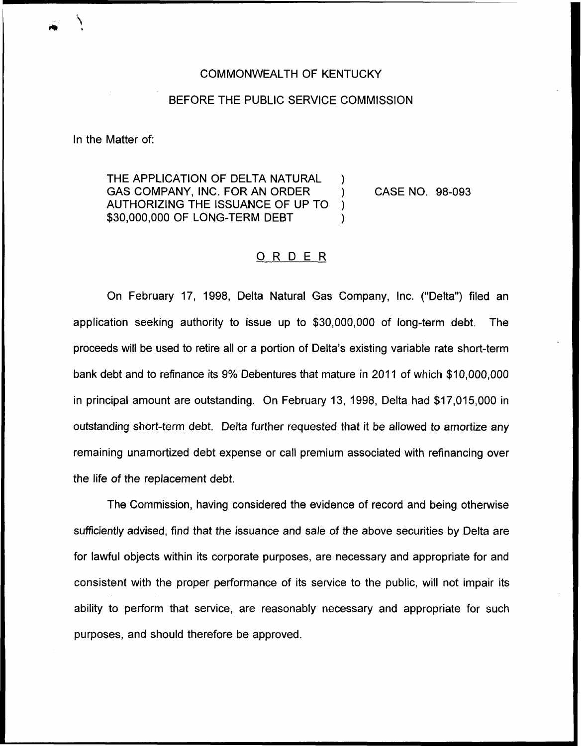COMMONWEALTH OF KENTUCKY

BEFORE THE PUBLIC SERVICE COMMISSION

In the Matter of:

THE APPLICATION OF DELTA NATURAL GAS COMPANY, INC. FOR AN ORDER AUTHORIZING THE ISSUANCE OF UP TO $30,000,000 OF LONG-TERM DEBT ) CASE NO. 98-093

## ORDER

On February 17, 1998, Delta Natural Gas Company, Inc. ("Delta") filed an application seeking authority to issue up to $30,000,000 of long-term debt. The proceeds will be used to retire all or a portion of Delta's existing variable rate short-term bank debt and to refinance its 9% Debentures that mature in 2011 of which $10,000,000 in principal amount are outstanding. On February 13, 1998, Delta had $17,015,000 in outstanding short-term debt. Delta further requested that it be allowed to amortize any remaining unamortized debt expense or call premium associated with refinancing over the life of the replacement debt.

The Commission, having considered the evidence of record and being otherwise sufficiently advised, find that the issuance and sale of the above securities by Delta are for lawful objects within its corporate purposes, are necessary and appropriate for and consistent with the proper performance of its service to the public, will not impair its ability to perform that service, are reasonably necessary and appropriate for such purposes, and should therefore be approved.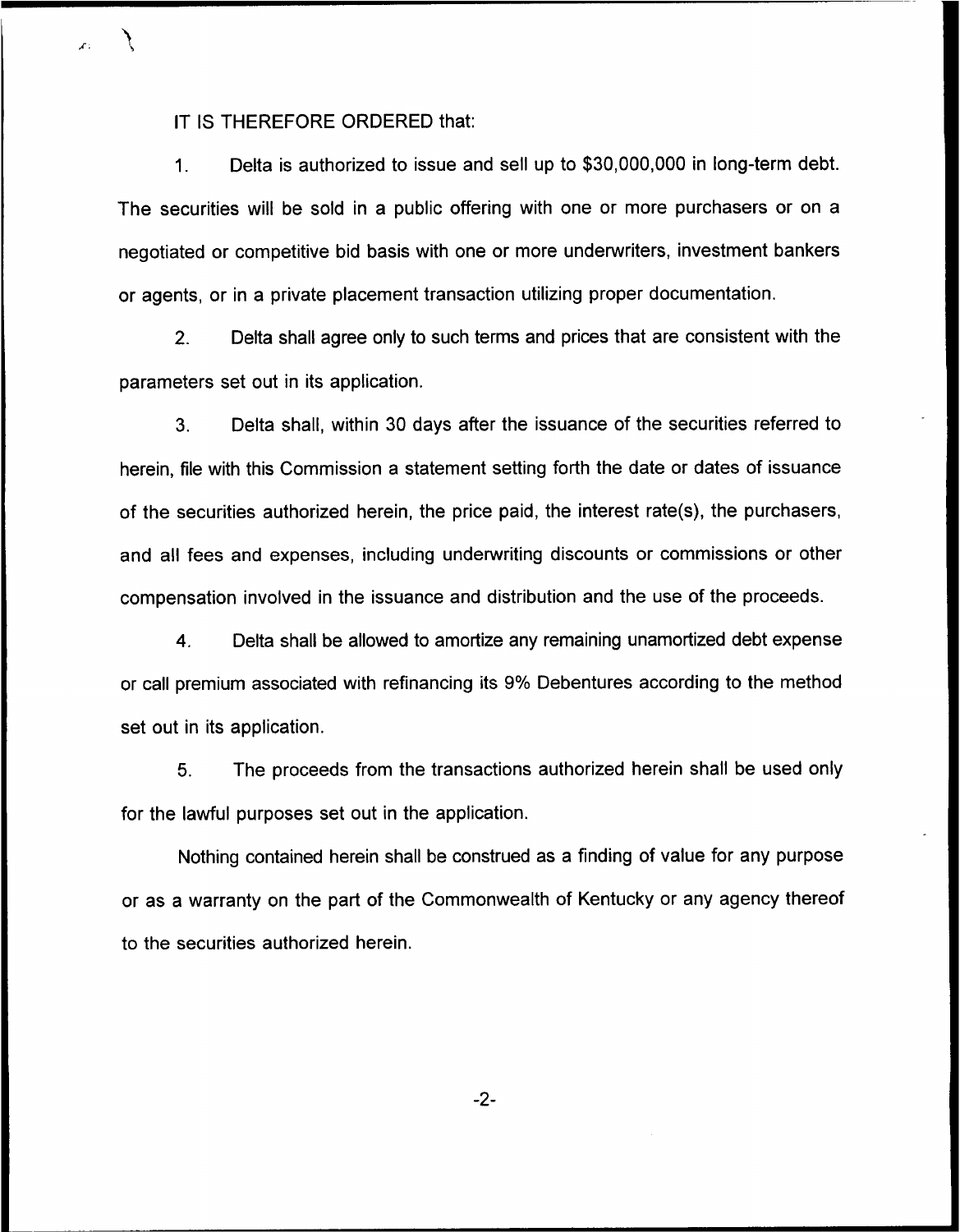IT IS THEREFORE ORDERED that:

1. Delta is authorized to issue and sell up to $30,000,000 in long-term debt. The securities will be sold in a public offering with one or more purchasers or on a negotiated or competitive bid basis with one or more underwriters, investment bankers or agents, or in a private placement transaction utilizing proper documentation.

2. Delta shall agree only to such terms and prices that are consistent with the parameters set out in its application.

3. Delta shall, within 30 days after the issuance of the securities referred to herein, file with this Commission a statement setting forth the date or dates of issuance of the securities authorized herein, the price paid, the interest rate(s), the purchasers, and all fees and expenses, including underwriting discounts or commissions or other compensation involved in the issuance and distribution and the use of the proceeds.

4. Delta shall be allowed to amortize any remaining unamortized debt expense or call premium associated with refinancing its 9% Debentures according to the method set out in its application.

5. The proceeds from the transactions authorized herein shall be used only for the lawful purposes set out in the application.

Nothing contained herein shall be construed as a finding of value for any purpose or as a warranty on the part of the Commonwealth of Kentucky or any agency thereof to the securities authorized herein.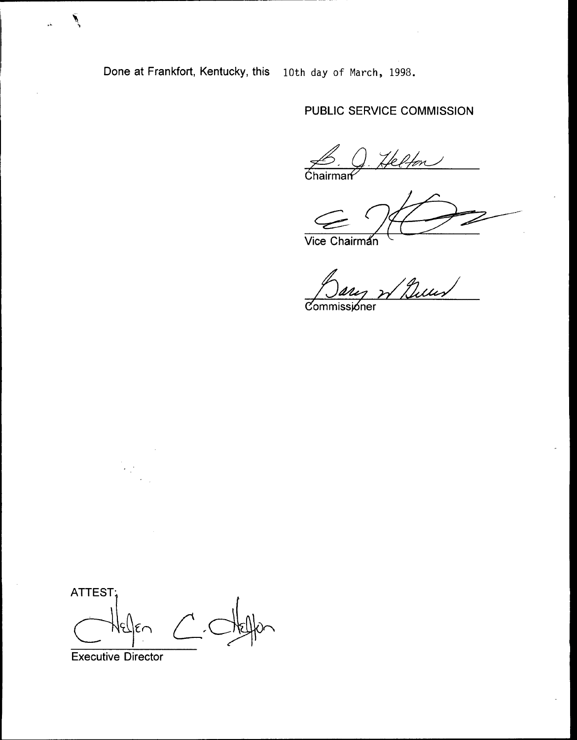Done at Frankfort, Kentucky, this 10th day of March, 1998.

PUBLIC SERVICE COMMISSION

Chairman

Vice Chairman

Commissioner

ATTEST:

Executive Director